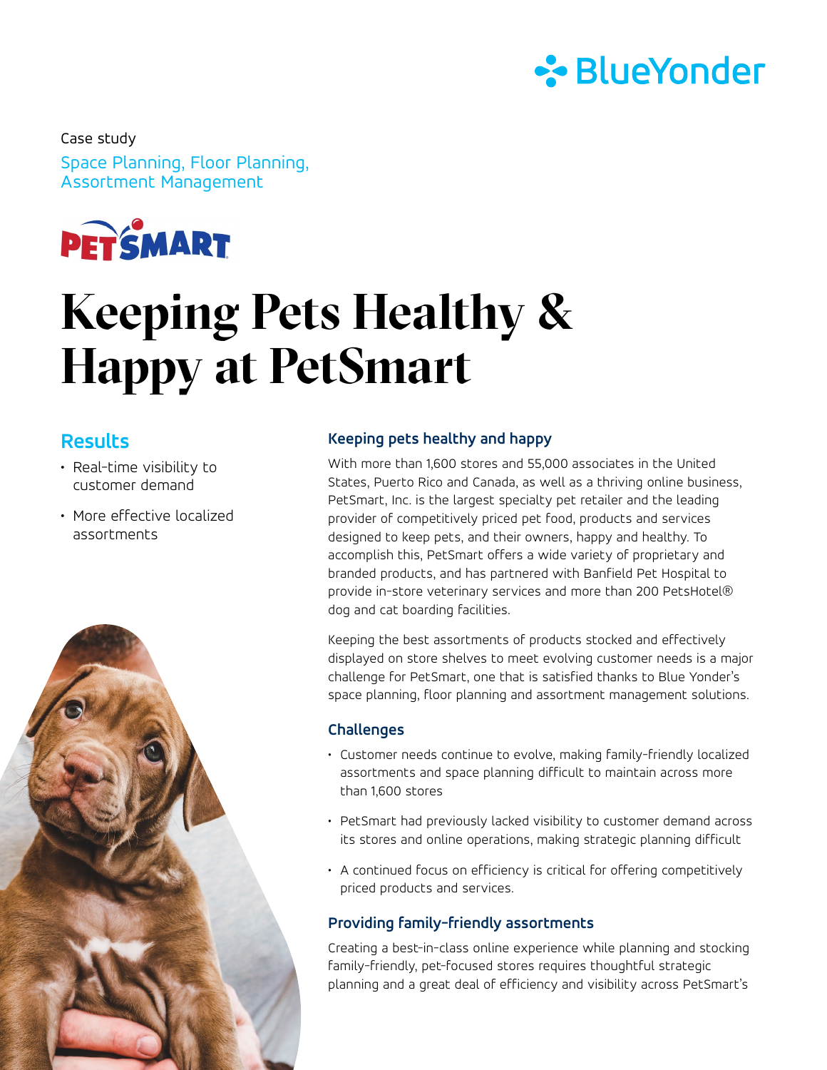Case study

Space Planning, Floor Planning, Assortment Management

# Keeping Pets Healthy & Happy at PetSmart

## Results

- Real-time visibility to customer demand
- More effective localized assortments

### Keeping pets healthy and happy

With more than 1,600 stores and 55,000 associates in the United States, Puerto Rico and Canada, as well as a thriving online business, PetSmart, Inc. is the largest specialty pet retailer and the leading provider of competitively priced pet food, products and services designed to keep pets, and their owners, happy and healthy. To accomplish this, PetSmart offers a wide variety of proprietary and branded products, and has partnered with Banfield Pet Hospital to provide in-store veterinary services and more than 200 PetsHotel® dog and cat boarding facilities.

Keeping the best assortments of products stocked and effectively displayed on store shelves to meet evolving customer needs is a major challenge for PetSmart, one that is satisfied thanks to Blue Yonder's space planning, floor planning and assortment management solutions.

### Challenges

- Customer needs continue to evolve, making family-friendly localized assortments and space planning difficult to maintain across more than 1,600 stores
- PetSmart had previously lacked visibility to customer demand across its stores and online operations, making strategic planning difficult
- A continued focus on efficiency is critical for offering competitively priced products and services.

### Providing family-friendly assortments

Creating a best-in-class online experience while planning and stocking family-friendly, pet-focused stores requires thoughtful strategic planning and a great deal of efficiency and visibility across PetSmart's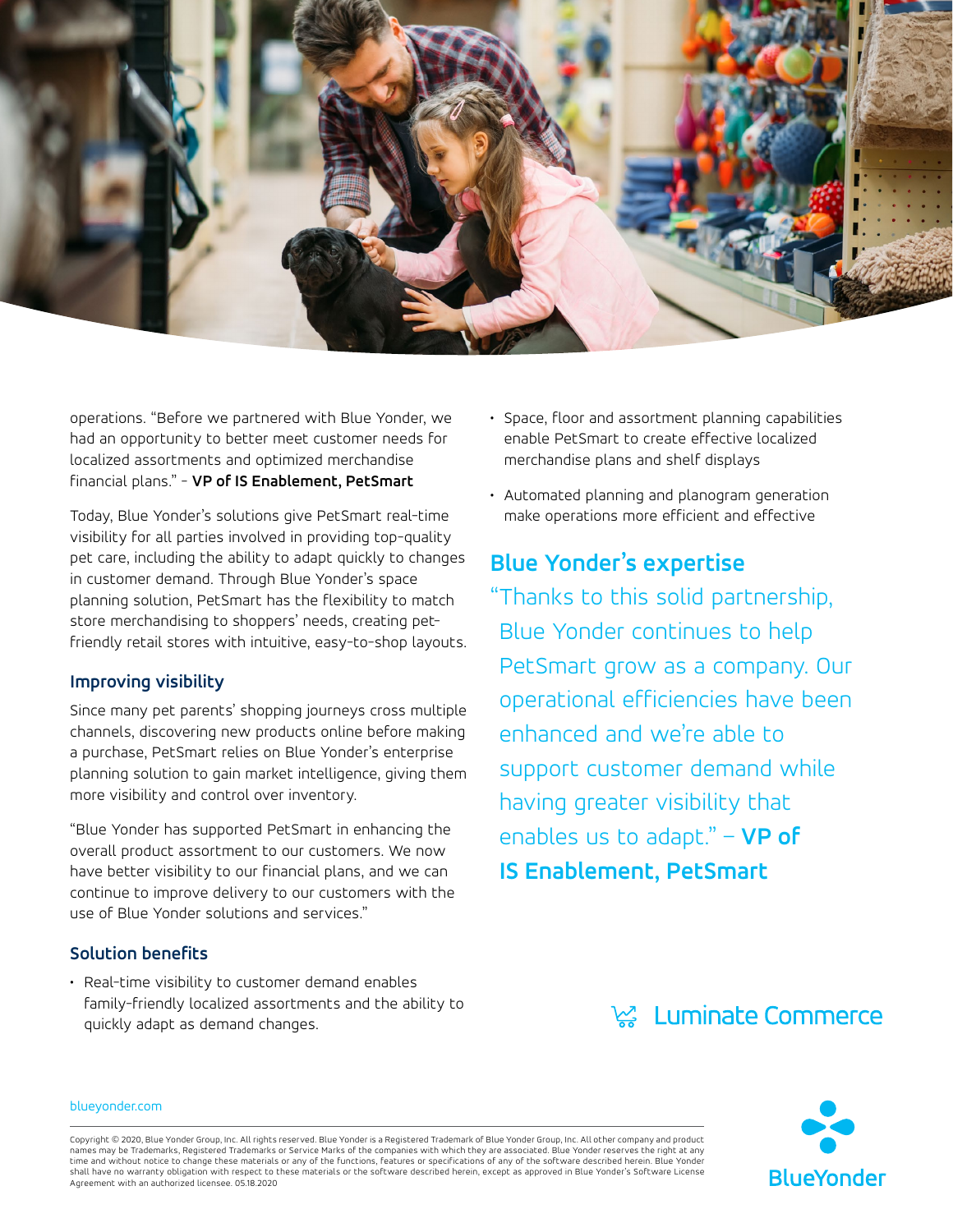operations. "Before we partnered with Blue Yonder, we had an opportunity to better meet customer needs for localized assortments and optimized merchandise financial plans." – **VP of IS Enablement, PetSmart**

Today, Blue Yonder's solutions give PetSmart real-time visibility for all parties involved in providing top-quality pet care, including the ability to adapt quickly to changes in customer demand. Through Blue Yonder's space planning solution, PetSmart has the flexibility to match store merchandising to shoppers' needs, creating pet-friendly retail stores with intuitive, easy-to-shop layouts.

### Improving visibility

Since many pet parents' shopping journeys cross multiple channels, discovering new products online before making a purchase, PetSmart relies on Blue Yonder's enterprise planning solution to gain market intelligence, giving them more visibility and control over inventory.

"Blue Yonder has supported PetSmart in enhancing the overall product assortment to our customers. We now have better visibility to our financial plans, and we can continue to improve delivery to our customers with the use of Blue Yonder solutions and services."

### Solution benefits

- Real-time visibility to customer demand enables family-friendly localized assortments and the ability to quickly adapt as demand changes.
- Space, floor and assortment planning capabilities enable PetSmart to create effective localized merchandise plans and shelf displays
- Automated planning and planogram generation make operations more efficient and effective

## Blue Yonder's expertise

"Thanks to this solid partnership, Blue Yonder continues to help PetSmart grow as a company. Our operational efficiencies have been enhanced and we're able to support customer demand while having greater visibility that enables us to adapt." – **VP of IS Enablement, PetSmart**

Luminate Commerce

blueyonder.com

Copyright © 2020, Blue Yonder Group, Inc. All rights reserved. Blue Yonder is a Registered Trademark of Blue Yonder Group, Inc. All other company and product names may be Trademarks, Registered Trademarks or Service Marks of the companies with which they are associated. Blue Yonder reserves the right at any time and without notice to change these materials or any of the functions, features or specifications of any of the software described herein. Blue Yonder shall have no warranty obligation with respect to these materials or the software described herein, except as approved in Blue Yonder's Software License Agreement with an authorized licensee. 05.18.2020

BlueYonder